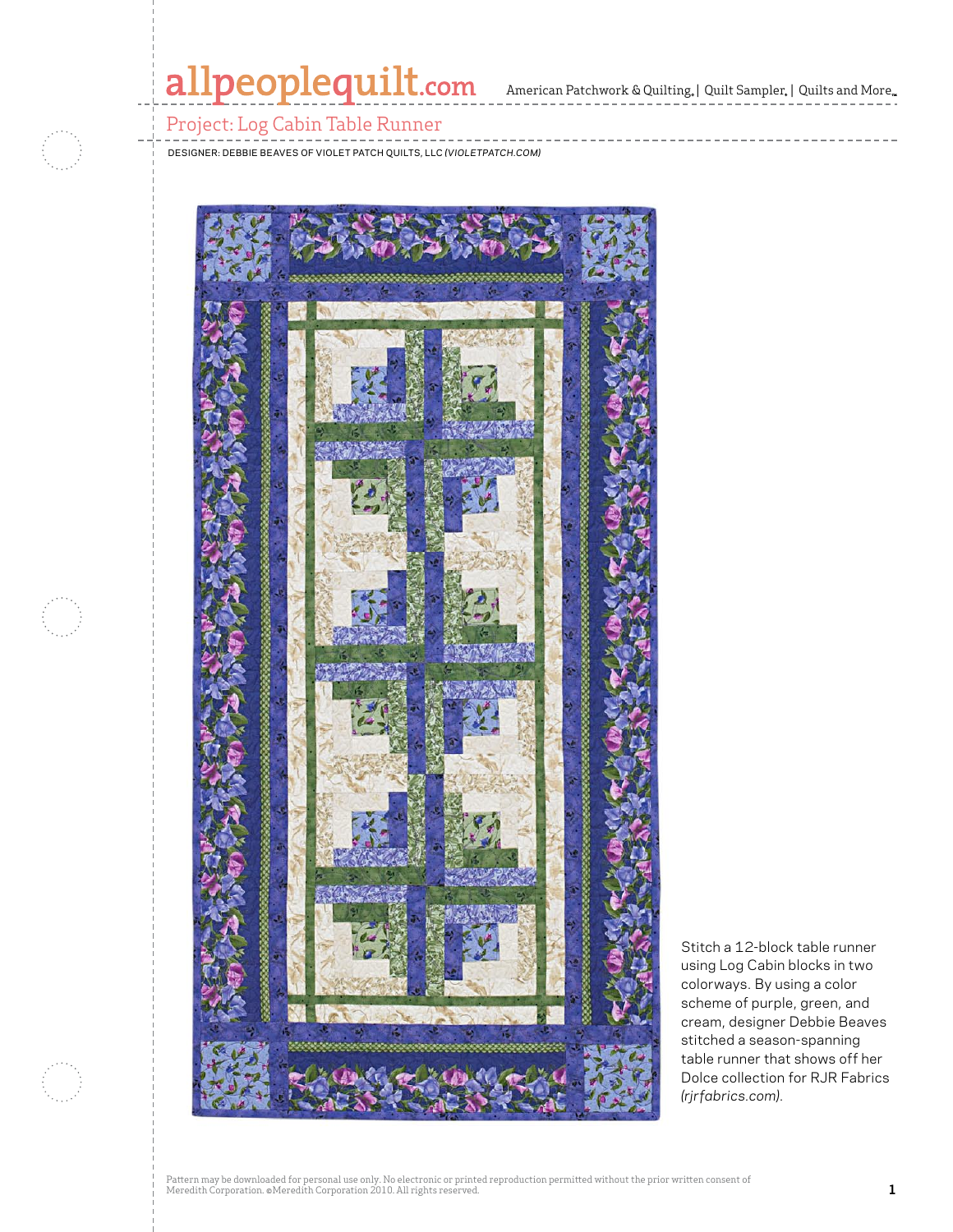# Project: Log Cabin Table Runner

DESIGNER: DEBBIE BEAVES OF VIOLET PATCH QUILTS, LLC *(VIOLETPATCH.COM)*

Stitch a 12-block table runner using Log Cabin blocks in two colorways. By using a color scheme of purple, green, and cream, designer Debbie Beaves stitched a season-spanning table runner that shows off her Dolce collection for RJR Fabrics *(rjrfabrics.com)*.

Pattern may be downloaded for personal use only. No electronic or printed reproduction permitted without the prior written consent of Meredith Corporation. ©Meredith Corporation 2010. All rights reserved.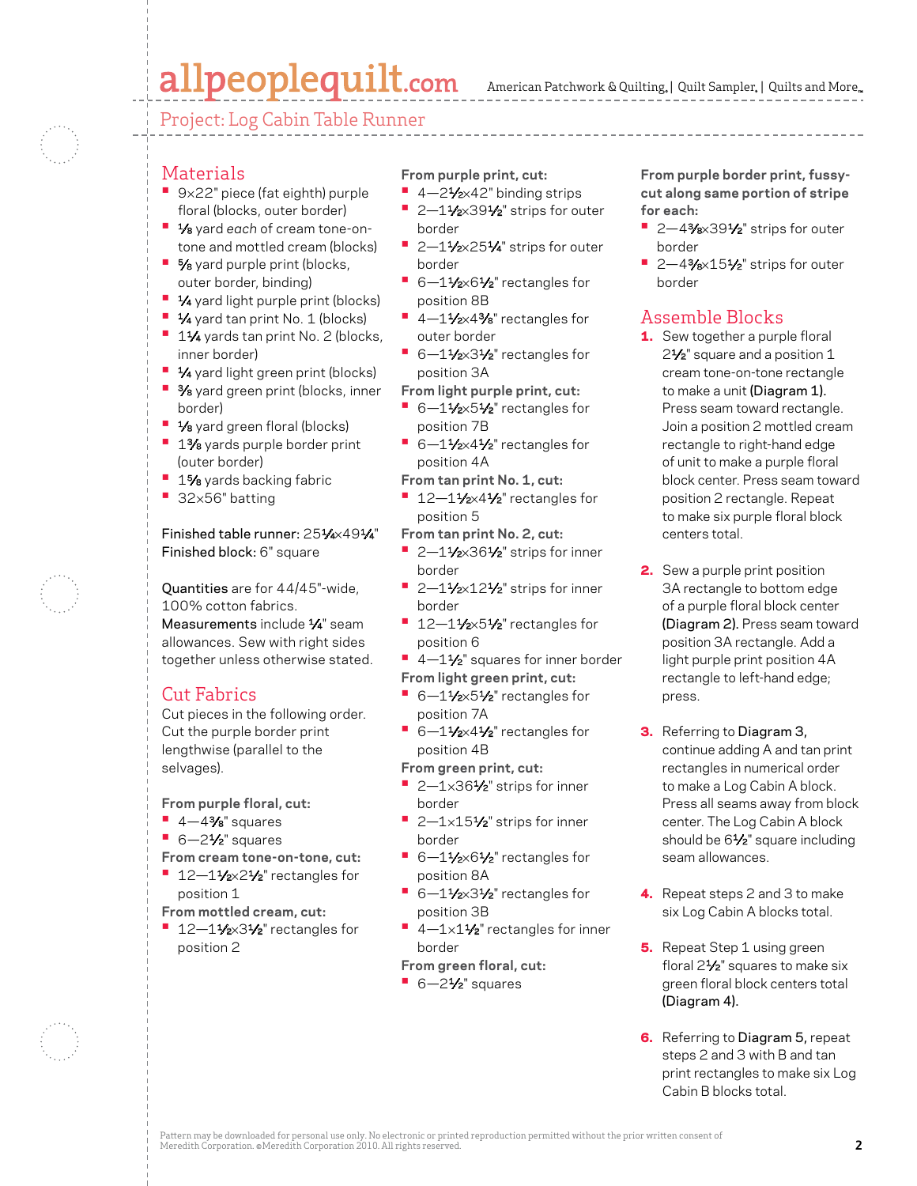## Project: Log Cabin Table Runner

## Materials

- 9×22" piece (fat eighth) purple floral (blocks, outer border)
- ⅛ yard *each* of cream tone-on-tone and mottled cream (blocks)
- ⅝ yard purple print (blocks, outer border, binding)
- ¼ yard light purple print (blocks)
- ¼ yard tan print No. 1 (blocks)
- 1¼ yards tan print No. 2 (blocks, inner border)
- ¼ yard light green print (blocks)
- ⅜ yard green print (blocks, inner border)
- ⅛ yard green floral (blocks)
- 1⅜ yards purple border print (outer border)
- 1⅝ yards backing fabric
- 32×56" batting

Finished table runner: 25¼×49¼"
Finished block: 6" square

Quantities are for 44/45"-wide, 100% cotton fabrics.
Measurements include ¼" seam allowances. Sew with right sides together unless otherwise stated.

## Cut Fabrics

Cut pieces in the following order. Cut the purple border print lengthwise (parallel to the selvages).

**From purple floral, cut:**
- 4—4⅜" squares
- 6—2½" squares

**From cream tone-on-tone, cut:**
- 12—1½×2½" rectangles for position 1

**From mottled cream, cut:**
- 12—1½×3½" rectangles for position 2

**From purple print, cut:**
- 4—2½×42" binding strips
- 2—1½×39½" strips for outer border
- 2—1½×25¼" strips for outer border
- 6—1½×6½" rectangles for position 8B
- 4—1½×4⅜" rectangles for outer border
- 6—1½×3½" rectangles for position 3A

**From light purple print, cut:**
- 6—1½×5½" rectangles for position 7B
- 6—1½×4½" rectangles for position 4A

**From tan print No. 1, cut:**
- 12—1½×4½" rectangles for position 5

**From tan print No. 2, cut:**
- 2—1½×36½" strips for inner border
- 2—1½×12½" strips for inner border
- 12—1½×5½" rectangles for position 6
- 4—1½" squares for inner border

**From light green print, cut:**
- 6—1½×5½" rectangles for position 7A
- 6—1½×4½" rectangles for position 4B

**From green print, cut:**
- 2—1×36½" strips for inner border
- 2—1×15½" strips for inner border
- 6—1½×6½" rectangles for position 8A
- 6—1½×3½" rectangles for position 3B
- 4—1×1½" rectangles for inner border

**From green floral, cut:**
- 6—2½" squares

**From purple border print, fussy-cut along same portion of stripe for each:**
- 2—4⅜×39½" strips for outer border
- 2—4⅜×15½" strips for outer border

## Assemble Blocks

1. Sew together a purple floral 2½" square and a position 1 cream tone-on-tone rectangle to make a unit **(Diagram 1)**. Press seam toward rectangle. Join a position 2 mottled cream rectangle to right-hand edge of unit to make a purple floral block center. Press seam toward position 2 rectangle. Repeat to make six purple floral block centers total.

2. Sew a purple print position 3A rectangle to bottom edge of a purple floral block center **(Diagram 2)**. Press seam toward position 3A rectangle. Add a light purple print position 4A rectangle to left-hand edge; press.

3. Referring to **Diagram 3**, continue adding A and tan print rectangles in numerical order to make a Log Cabin A block. Press all seams away from block center. The Log Cabin A block should be 6½" square including seam allowances.

4. Repeat steps 2 and 3 to make six Log Cabin A blocks total.

5. Repeat Step 1 using green floral 2½" squares to make six green floral block centers total **(Diagram 4)**.

6. Referring to **Diagram 5**, repeat steps 2 and 3 with B and tan print rectangles to make six Log Cabin B blocks total.

Pattern may be downloaded for personal use only. No electronic or printed reproduction permitted without the prior written consent of Meredith Corporation. ©Meredith Corporation 2010. All rights reserved.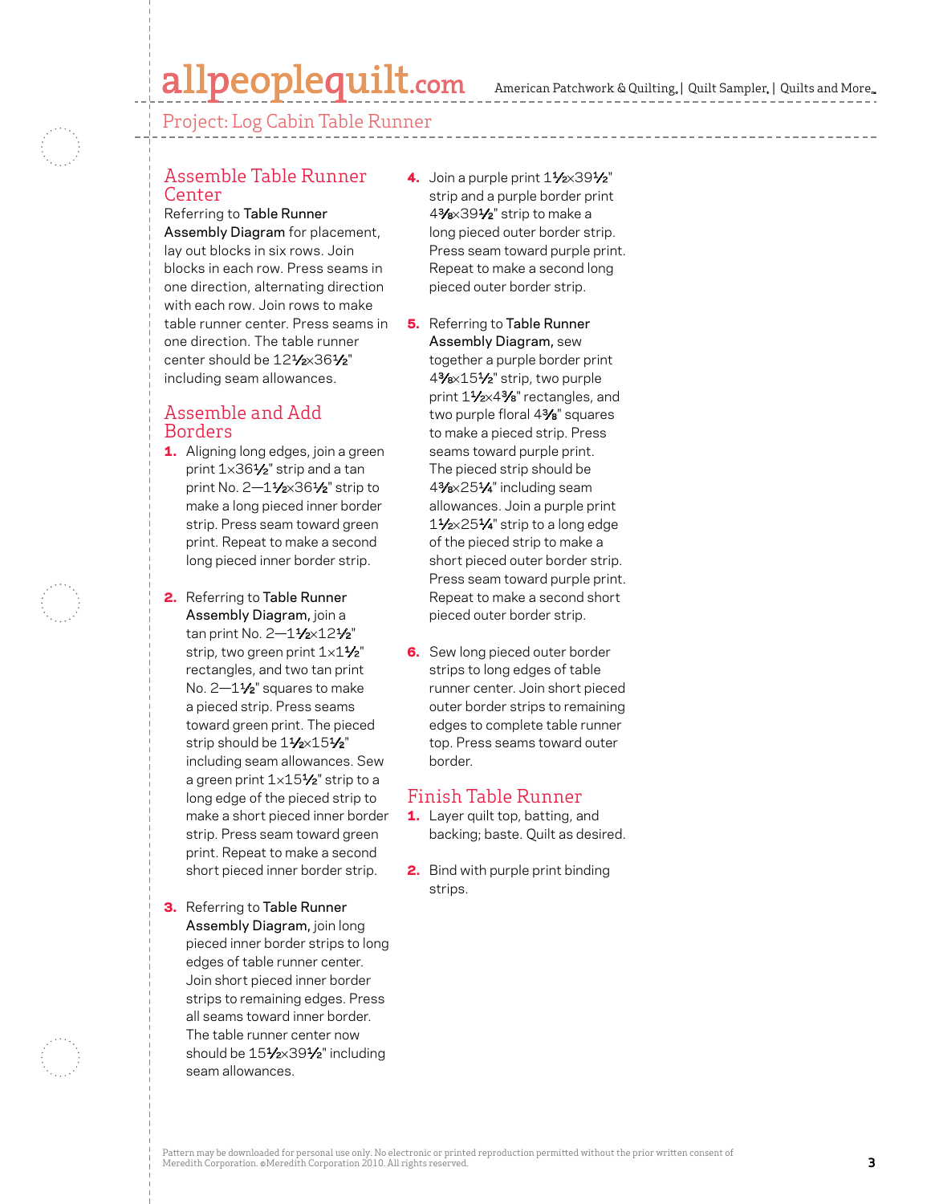Project: Log Cabin Table Runner

## Assemble Table Runner Center

Referring to **Table Runner Assembly Diagram** for placement, lay out blocks in six rows. Join blocks in each row. Press seams in one direction, alternating direction with each row. Join rows to make table runner center. Press seams in one direction. The table runner center should be 12½×36½" including seam allowances.

## Assemble and Add Borders

1. Aligning long edges, join a green print 1×36½" strip and a tan print No. 2—1½×36½" strip to make a long pieced inner border strip. Press seam toward green print. Repeat to make a second long pieced inner border strip.

2. Referring to **Table Runner Assembly Diagram,** join a tan print No. 2—1½×12½" strip, two green print 1×1½" rectangles, and two tan print No. 2—1½" squares to make a pieced strip. Press seams toward green print. The pieced strip should be 1½×15½" including seam allowances. Sew a green print 1×15½" strip to a long edge of the pieced strip to make a short pieced inner border strip. Press seam toward green print. Repeat to make a second short pieced inner border strip.

3. Referring to **Table Runner Assembly Diagram,** join long pieced inner border strips to long edges of table runner center. Join short pieced inner border strips to remaining edges. Press all seams toward inner border. The table runner center now should be 15½×39½" including seam allowances.

4. Join a purple print 1½×39½" strip and a purple border print 4⅜×39½" strip to make a long pieced outer border strip. Press seam toward purple print. Repeat to make a second long pieced outer border strip.

5. Referring to **Table Runner Assembly Diagram,** sew together a purple border print 4⅜×15½" strip, two purple print 1½×4⅜" rectangles, and two purple floral 4⅜" squares to make a pieced strip. Press seams toward purple print. The pieced strip should be 4⅜×25¼" including seam allowances. Join a purple print 1½×25¼" strip to a long edge of the pieced strip to make a short pieced outer border strip. Press seam toward purple print. Repeat to make a second short pieced outer border strip.

6. Sew long pieced outer border strips to long edges of table runner center. Join short pieced outer border strips to remaining edges to complete table runner top. Press seams toward outer border.

## Finish Table Runner

1. Layer quilt top, batting, and backing; baste. Quilt as desired.

2. Bind with purple print binding strips.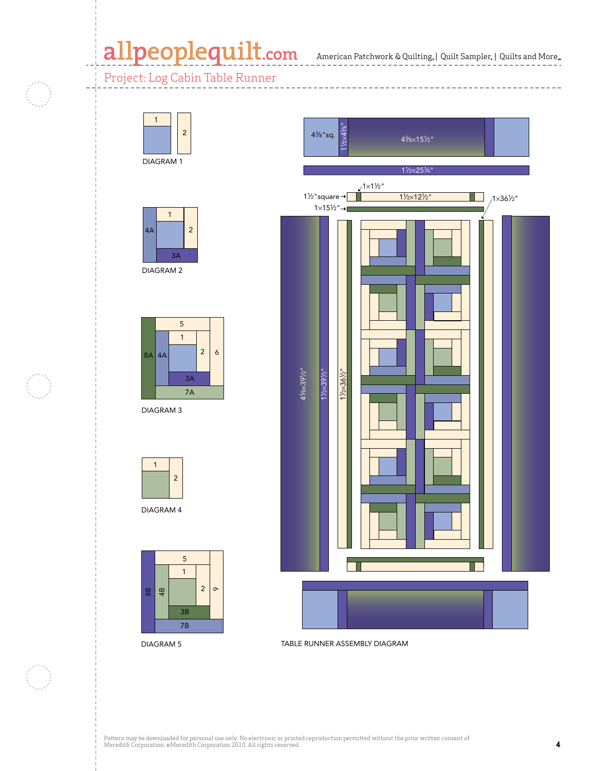Project: Log Cabin Table Runner

1

2

DIAGRAM 1

1

4A

2

3A

DIAGRAM 2

5

1

8A

4A

2

6

3A

7A

DIAGRAM 3

1

2

DIAGRAM 4

5

1

8B

4B

2

6

3B

7B

DIAGRAM 5

4⅜"sq.

1½×4⅜"

4⅜×15½"

1½×25¼"

1×1½"

1½"square→

1½×12½"

1×36½"

1×15½"→

4⅜×39½"

1½×39½"

1½×36½"

TABLE RUNNER ASSEMBLY DIAGRAM

Pattern may be downloaded for personal use only. No electronic or printed reproduction permitted without the prior written consent of Meredith Corporation. ©Meredith Corporation 2010. All rights reserved.